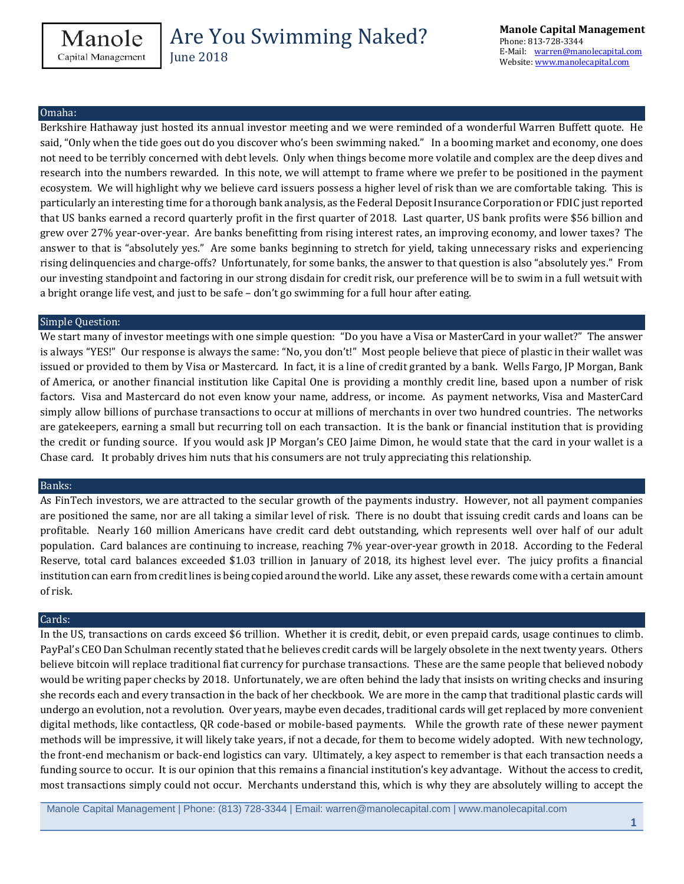Manole Capital Management

# Are You Swimming Naked?

June 2018

**Manole Capital Management**
Phone: 813-728-3344
E-Mail: warren@manolecapital.com
Website: www.manolecapital.com

## Omaha:

Berkshire Hathaway just hosted its annual investor meeting and we were reminded of a wonderful Warren Buffett quote. He said, "Only when the tide goes out do you discover who's been swimming naked." In a booming market and economy, one does not need to be terribly concerned with debt levels. Only when things become more volatile and complex are the deep dives and research into the numbers rewarded. In this note, we will attempt to frame where we prefer to be positioned in the payment ecosystem. We will highlight why we believe card issuers possess a higher level of risk than we are comfortable taking. This is particularly an interesting time for a thorough bank analysis, as the Federal Deposit Insurance Corporation or FDIC just reported that US banks earned a record quarterly profit in the first quarter of 2018. Last quarter, US bank profits were $56 billion and grew over 27% year-over-year. Are banks benefitting from rising interest rates, an improving economy, and lower taxes? The answer to that is "absolutely yes." Are some banks beginning to stretch for yield, taking unnecessary risks and experiencing rising delinquencies and charge-offs? Unfortunately, for some banks, the answer to that question is also "absolutely yes." From our investing standpoint and factoring in our strong disdain for credit risk, our preference will be to swim in a full wetsuit with a bright orange life vest, and just to be safe – don't go swimming for a full hour after eating.

## Simple Question:

We start many of investor meetings with one simple question: "Do you have a Visa or MasterCard in your wallet?" The answer is always "YES!" Our response is always the same: "No, you don't!" Most people believe that piece of plastic in their wallet was issued or provided to them by Visa or Mastercard. In fact, it is a line of credit granted by a bank. Wells Fargo, JP Morgan, Bank of America, or another financial institution like Capital One is providing a monthly credit line, based upon a number of risk factors. Visa and Mastercard do not even know your name, address, or income. As payment networks, Visa and MasterCard simply allow billions of purchase transactions to occur at millions of merchants in over two hundred countries. The networks are gatekeepers, earning a small but recurring toll on each transaction. It is the bank or financial institution that is providing the credit or funding source. If you would ask JP Morgan's CEO Jaime Dimon, he would state that the card in your wallet is a Chase card. It probably drives him nuts that his consumers are not truly appreciating this relationship.

## Banks:

As FinTech investors, we are attracted to the secular growth of the payments industry. However, not all payment companies are positioned the same, nor are all taking a similar level of risk. There is no doubt that issuing credit cards and loans can be profitable. Nearly 160 million Americans have credit card debt outstanding, which represents well over half of our adult population. Card balances are continuing to increase, reaching 7% year-over-year growth in 2018. According to the Federal Reserve, total card balances exceeded $1.03 trillion in January of 2018, its highest level ever. The juicy profits a financial institution can earn from credit lines is being copied around the world. Like any asset, these rewards come with a certain amount of risk.

## Cards:

In the US, transactions on cards exceed $6 trillion. Whether it is credit, debit, or even prepaid cards, usage continues to climb. PayPal's CEO Dan Schulman recently stated that he believes credit cards will be largely obsolete in the next twenty years. Others believe bitcoin will replace traditional fiat currency for purchase transactions. These are the same people that believed nobody would be writing paper checks by 2018. Unfortunately, we are often behind the lady that insists on writing checks and insuring she records each and every transaction in the back of her checkbook. We are more in the camp that traditional plastic cards will undergo an evolution, not a revolution. Over years, maybe even decades, traditional cards will get replaced by more convenient digital methods, like contactless, QR code-based or mobile-based payments. While the growth rate of these newer payment methods will be impressive, it will likely take years, if not a decade, for them to become widely adopted. With new technology, the front-end mechanism or back-end logistics can vary. Ultimately, a key aspect to remember is that each transaction needs a funding source to occur. It is our opinion that this remains a financial institution's key advantage. Without the access to credit, most transactions simply could not occur. Merchants understand this, which is why they are absolutely willing to accept the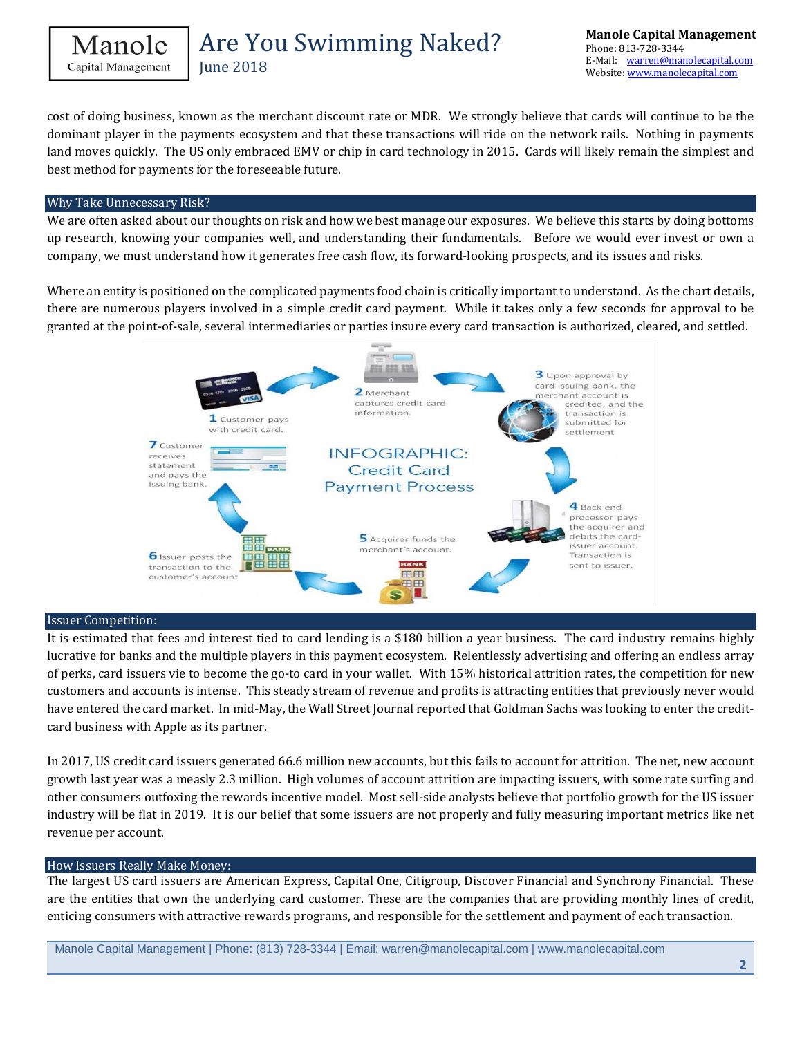cost of doing business, known as the merchant discount rate or MDR. We strongly believe that cards will continue to be the dominant player in the payments ecosystem and that these transactions will ride on the network rails. Nothing in payments land moves quickly. The US only embraced EMV or chip in card technology in 2015. Cards will likely remain the simplest and best method for payments for the foreseeable future.

## Why Take Unnecessary Risk?

We are often asked about our thoughts on risk and how we best manage our exposures. We believe this starts by doing bottoms up research, knowing your companies well, and understanding their fundamentals. Before we would ever invest or own a company, we must understand how it generates free cash flow, its forward-looking prospects, and its issues and risks.

Where an entity is positioned on the complicated payments food chain is critically important to understand. As the chart details, there are numerous players involved in a simple credit card payment. While it takes only a few seconds for approval to be granted at the point-of-sale, several intermediaries or parties insure every card transaction is authorized, cleared, and settled.

INFOGRAPHIC: Credit Card Payment Process

1 Customer pays with credit card.

2 Merchant captures credit card information.

3 Upon approval by card-issuing bank, the merchant account is credited, and the transaction is submitted for settlement

4 Back end processor pays the acquirer and debits the card-issuer account. Transaction is sent to issuer.

5 Acquirer funds the merchant's account.

6 Issuer posts the transaction to the customer's account

7 Customer receives statement and pays the issuing bank.

## Issuer Competition:

It is estimated that fees and interest tied to card lending is a $180 billion a year business. The card industry remains highly lucrative for banks and the multiple players in this payment ecosystem. Relentlessly advertising and offering an endless array of perks, card issuers vie to become the go-to card in your wallet. With 15% historical attrition rates, the competition for new customers and accounts is intense. This steady stream of revenue and profits is attracting entities that previously never would have entered the card market. In mid-May, the Wall Street Journal reported that Goldman Sachs was looking to enter the credit-card business with Apple as its partner.

In 2017, US credit card issuers generated 66.6 million new accounts, but this fails to account for attrition. The net, new account growth last year was a measly 2.3 million. High volumes of account attrition are impacting issuers, with some rate surfing and other consumers outfoxing the rewards incentive model. Most sell-side analysts believe that portfolio growth for the US issuer industry will be flat in 2019. It is our belief that some issuers are not properly and fully measuring important metrics like net revenue per account.

## How Issuers Really Make Money:

The largest US card issuers are American Express, Capital One, Citigroup, Discover Financial and Synchrony Financial. These are the entities that own the underlying card customer. These are the companies that are providing monthly lines of credit, enticing consumers with attractive rewards programs, and responsible for the settlement and payment of each transaction.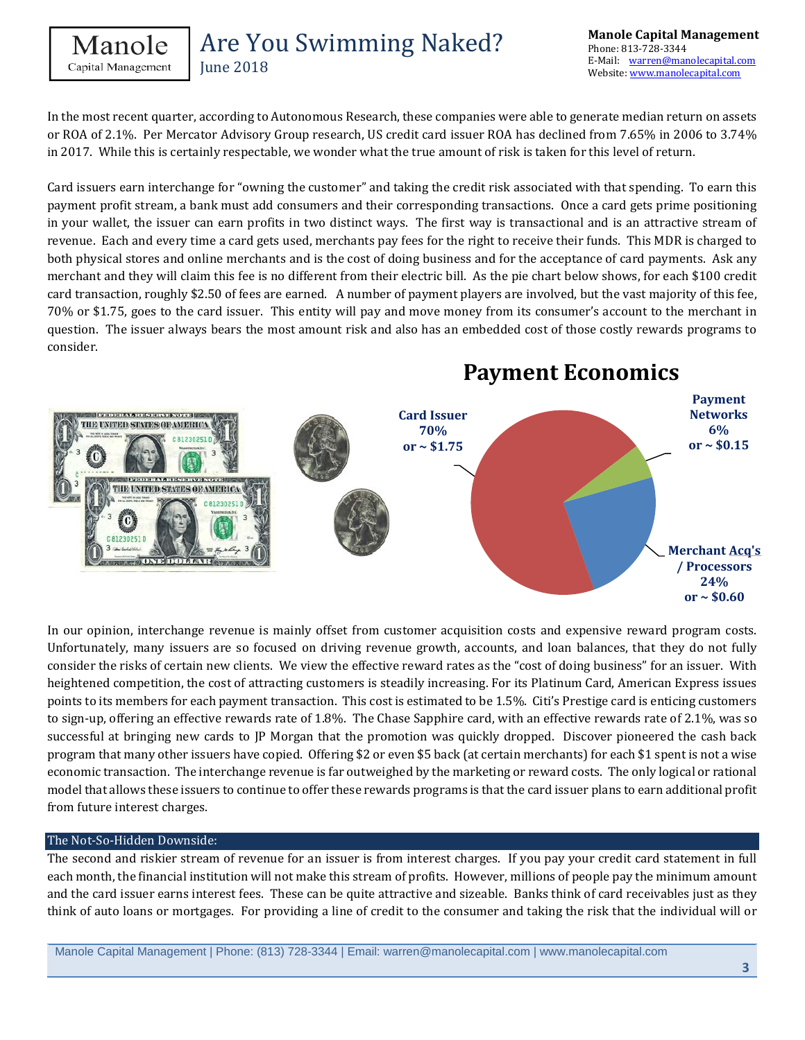In the most recent quarter, according to Autonomous Research, these companies were able to generate median return on assets or ROA of 2.1%. Per Mercator Advisory Group research, US credit card issuer ROA has declined from 7.65% in 2006 to 3.74% in 2017. While this is certainly respectable, we wonder what the true amount of risk is taken for this level of return.

Card issuers earn interchange for "owning the customer" and taking the credit risk associated with that spending. To earn this payment profit stream, a bank must add consumers and their corresponding transactions. Once a card gets prime positioning in your wallet, the issuer can earn profits in two distinct ways. The first way is transactional and is an attractive stream of revenue. Each and every time a card gets used, merchants pay fees for the right to receive their funds. This MDR is charged to both physical stores and online merchants and is the cost of doing business and for the acceptance of card payments. Ask any merchant and they will claim this fee is no different from their electric bill. As the pie chart below shows, for each $100 credit card transaction, roughly $2.50 of fees are earned. A number of payment players are involved, but the vast majority of this fee, 70% or $1.75, goes to the card issuer. This entity will pay and move money from its consumer's account to the merchant in question. The issuer always bears the most amount risk and also has an embedded cost of those costly rewards programs to consider.

**Payment Economics**

| Participant | Share | Amount |
|---|---|---|
| Card Issuer | 70% | ~ $1.75 |
| Payment Networks | 6% | ~ $0.15 |
| Merchant Acq's / Processors | 24% | ~ $0.60 |

In our opinion, interchange revenue is mainly offset from customer acquisition costs and expensive reward program costs. Unfortunately, many issuers are so focused on driving revenue growth, accounts, and loan balances, that they do not fully consider the risks of certain new clients. We view the effective reward rates as the "cost of doing business" for an issuer. With heightened competition, the cost of attracting customers is steadily increasing. For its Platinum Card, American Express issues points to its members for each payment transaction. This cost is estimated to be 1.5%. Citi's Prestige card is enticing customers to sign-up, offering an effective rewards rate of 1.8%. The Chase Sapphire card, with an effective rewards rate of 2.1%, was so successful at bringing new cards to JP Morgan that the promotion was quickly dropped. Discover pioneered the cash back program that many other issuers have copied. Offering $2 or even $5 back (at certain merchants) for each $1 spent is not a wise economic transaction. The interchange revenue is far outweighed by the marketing or reward costs. The only logical or rational model that allows these issuers to continue to offer these rewards programs is that the card issuer plans to earn additional profit from future interest charges.

## The Not-So-Hidden Downside:

The second and riskier stream of revenue for an issuer is from interest charges. If you pay your credit card statement in full each month, the financial institution will not make this stream of profits. However, millions of people pay the minimum amount and the card issuer earns interest fees. These can be quite attractive and sizeable. Banks think of card receivables just as they think of auto loans or mortgages. For providing a line of credit to the consumer and taking the risk that the individual will or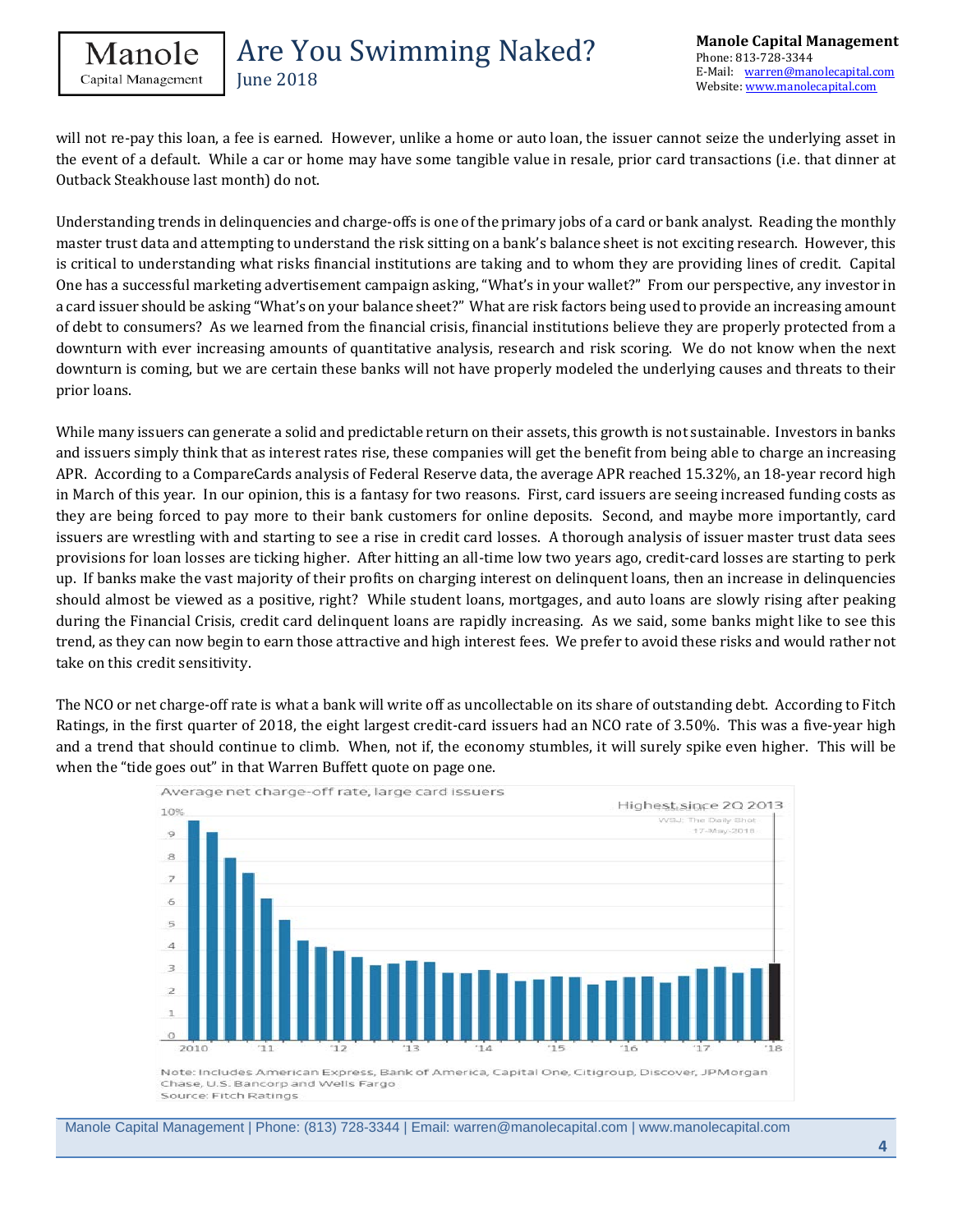will not re-pay this loan, a fee is earned. However, unlike a home or auto loan, the issuer cannot seize the underlying asset in the event of a default. While a car or home may have some tangible value in resale, prior card transactions (i.e. that dinner at Outback Steakhouse last month) do not.

Understanding trends in delinquencies and charge-offs is one of the primary jobs of a card or bank analyst. Reading the monthly master trust data and attempting to understand the risk sitting on a bank's balance sheet is not exciting research. However, this is critical to understanding what risks financial institutions are taking and to whom they are providing lines of credit. Capital One has a successful marketing advertisement campaign asking, "What's in your wallet?" From our perspective, any investor in a card issuer should be asking "What's on your balance sheet?" What are risk factors being used to provide an increasing amount of debt to consumers? As we learned from the financial crisis, financial institutions believe they are properly protected from a downturn with ever increasing amounts of quantitative analysis, research and risk scoring. We do not know when the next downturn is coming, but we are certain these banks will not have properly modeled the underlying causes and threats to their prior loans.

While many issuers can generate a solid and predictable return on their assets, this growth is not sustainable. Investors in banks and issuers simply think that as interest rates rise, these companies will get the benefit from being able to charge an increasing APR. According to a CompareCards analysis of Federal Reserve data, the average APR reached 15.32%, an 18-year record high in March of this year. In our opinion, this is a fantasy for two reasons. First, card issuers are seeing increased funding costs as they are being forced to pay more to their bank customers for online deposits. Second, and maybe more importantly, card issuers are wrestling with and starting to see a rise in credit card losses. A thorough analysis of issuer master trust data sees provisions for loan losses are ticking higher. After hitting an all-time low two years ago, credit-card losses are starting to perk up. If banks make the vast majority of their profits on charging interest on delinquent loans, then an increase in delinquencies should almost be viewed as a positive, right? While student loans, mortgages, and auto loans are slowly rising after peaking during the Financial Crisis, credit card delinquent loans are rapidly increasing. As we said, some banks might like to see this trend, as they can now begin to earn those attractive and high interest fees. We prefer to avoid these risks and would rather not take on this credit sensitivity.

The NCO or net charge-off rate is what a bank will write off as uncollectable on its share of outstanding debt. According to Fitch Ratings, in the first quarter of 2018, the eight largest credit-card issuers had an NCO rate of 3.50%. This was a five-year high and a trend that should continue to climb. When, not if, the economy stumbles, it will surely spike even higher. This will be when the "tide goes out" in that Warren Buffett quote on page one.

Average net charge-off rate, large card issuers

Highest since 2Q 2013

Note: Includes American Express, Bank of America, Capital One, Citigroup, Discover, JPMorgan Chase, U.S. Bancorp and Wells Fargo
Source: Fitch Ratings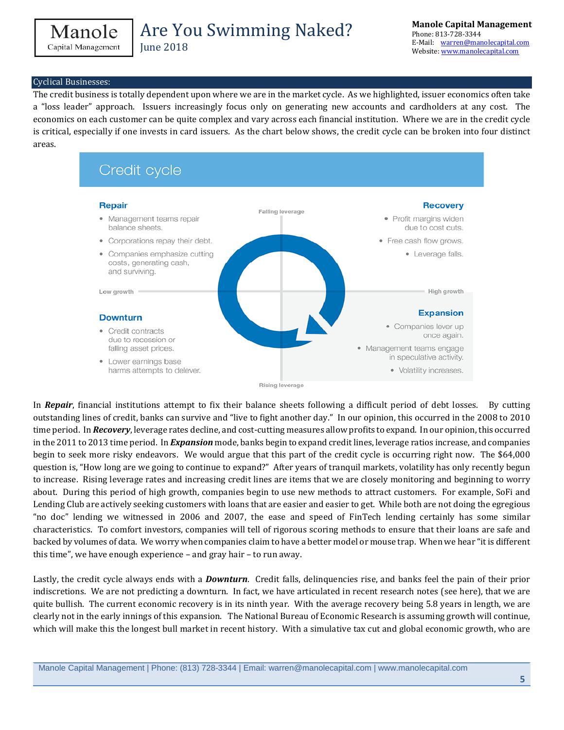## Cyclical Businesses:

The credit business is totally dependent upon where we are in the market cycle. As we highlighted, issuer economics often take a "loss leader" approach. Issuers increasingly focus only on generating new accounts and cardholders at any cost. The economics on each customer can be quite complex and vary across each financial institution. Where we are in the credit cycle is critical, especially if one invests in card issuers. As the chart below shows, the credit cycle can be broken into four distinct areas.

**Credit cycle**

**Repair**
- Management teams repair balance sheets.
- Corporations repay their debt.
- Companies emphasize cutting costs, generating cash, and surviving.

**Recovery**
- Profit margins widen due to cost cuts.
- Free cash flow grows.
- Leverage falls.

**Downturn**
- Credit contracts due to recession or falling asset prices.
- Lower earnings base harms attempts to delever.

**Expansion**
- Companies lever up once again.
- Management teams engage in speculative activity.
- Volatility increases.

Falling leverage / Rising leverage / Low growth / High growth

In ***Repair***, financial institutions attempt to fix their balance sheets following a difficult period of debt losses. By cutting outstanding lines of credit, banks can survive and "live to fight another day." In our opinion, this occurred in the 2008 to 2010 time period. In ***Recovery***, leverage rates decline, and cost-cutting measures allow profits to expand. In our opinion, this occurred in the 2011 to 2013 time period. In ***Expansion*** mode, banks begin to expand credit lines, leverage ratios increase, and companies begin to seek more risky endeavors. We would argue that this part of the credit cycle is occurring right now. The $64,000 question is, "How long are we going to continue to expand?" After years of tranquil markets, volatility has only recently begun to increase. Rising leverage rates and increasing credit lines are items that we are closely monitoring and beginning to worry about. During this period of high growth, companies begin to use new methods to attract customers. For example, SoFi and Lending Club are actively seeking customers with loans that are easier and easier to get. While both are not doing the egregious "no doc" lending we witnessed in 2006 and 2007, the ease and speed of FinTech lending certainly has some similar characteristics. To comfort investors, companies will tell of rigorous scoring methods to ensure that their loans are safe and backed by volumes of data. We worry when companies claim to have a better model or mouse trap. When we hear "it is different this time", we have enough experience – and gray hair – to run away.

Lastly, the credit cycle always ends with a ***Downturn***. Credit falls, delinquencies rise, and banks feel the pain of their prior indiscretions. We are not predicting a downturn. In fact, we have articulated in recent research notes (see here), that we are quite bullish. The current economic recovery is in its ninth year. With the average recovery being 5.8 years in length, we are clearly not in the early innings of this expansion. The National Bureau of Economic Research is assuming growth will continue, which will make this the longest bull market in recent history. With a simulative tax cut and global economic growth, who are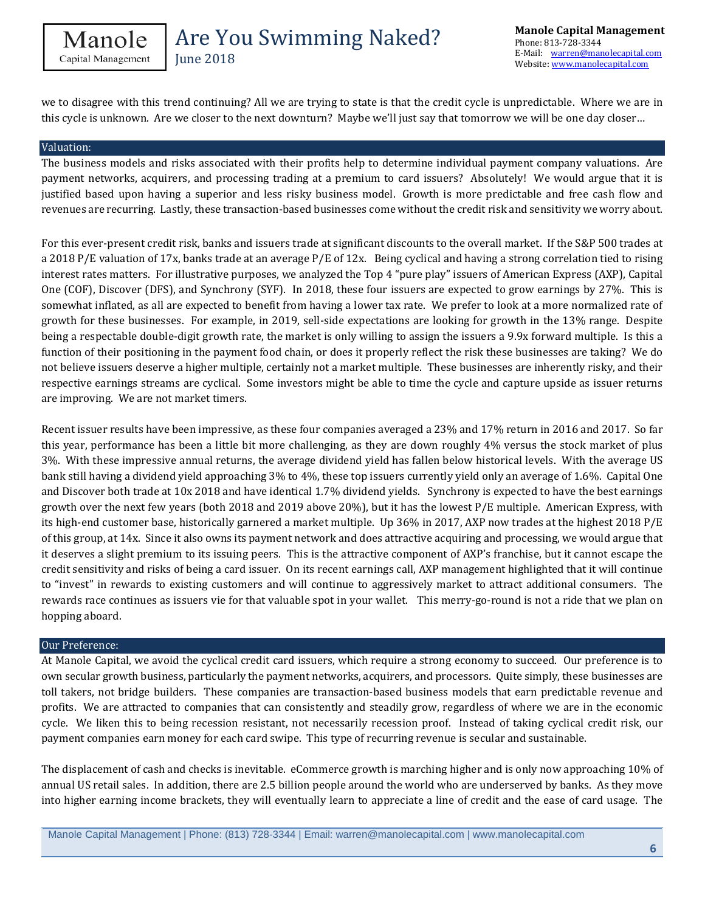we to disagree with this trend continuing? All we are trying to state is that the credit cycle is unpredictable. Where we are in this cycle is unknown. Are we closer to the next downturn? Maybe we'll just say that tomorrow we will be one day closer…

## Valuation:

The business models and risks associated with their profits help to determine individual payment company valuations. Are payment networks, acquirers, and processing trading at a premium to card issuers? Absolutely! We would argue that it is justified based upon having a superior and less risky business model. Growth is more predictable and free cash flow and revenues are recurring. Lastly, these transaction-based businesses come without the credit risk and sensitivity we worry about.

For this ever-present credit risk, banks and issuers trade at significant discounts to the overall market. If the S&P 500 trades at a 2018 P/E valuation of 17x, banks trade at an average P/E of 12x. Being cyclical and having a strong correlation tied to rising interest rates matters. For illustrative purposes, we analyzed the Top 4 "pure play" issuers of American Express (AXP), Capital One (COF), Discover (DFS), and Synchrony (SYF). In 2018, these four issuers are expected to grow earnings by 27%. This is somewhat inflated, as all are expected to benefit from having a lower tax rate. We prefer to look at a more normalized rate of growth for these businesses. For example, in 2019, sell-side expectations are looking for growth in the 13% range. Despite being a respectable double-digit growth rate, the market is only willing to assign the issuers a 9.9x forward multiple. Is this a function of their positioning in the payment food chain, or does it properly reflect the risk these businesses are taking? We do not believe issuers deserve a higher multiple, certainly not a market multiple. These businesses are inherently risky, and their respective earnings streams are cyclical. Some investors might be able to time the cycle and capture upside as issuer returns are improving. We are not market timers.

Recent issuer results have been impressive, as these four companies averaged a 23% and 17% return in 2016 and 2017. So far this year, performance has been a little bit more challenging, as they are down roughly 4% versus the stock market of plus 3%. With these impressive annual returns, the average dividend yield has fallen below historical levels. With the average US bank still having a dividend yield approaching 3% to 4%, these top issuers currently yield only an average of 1.6%. Capital One and Discover both trade at 10x 2018 and have identical 1.7% dividend yields. Synchrony is expected to have the best earnings growth over the next few years (both 2018 and 2019 above 20%), but it has the lowest P/E multiple. American Express, with its high-end customer base, historically garnered a market multiple. Up 36% in 2017, AXP now trades at the highest 2018 P/E of this group, at 14x. Since it also owns its payment network and does attractive acquiring and processing, we would argue that it deserves a slight premium to its issuing peers. This is the attractive component of AXP's franchise, but it cannot escape the credit sensitivity and risks of being a card issuer. On its recent earnings call, AXP management highlighted that it will continue to "invest" in rewards to existing customers and will continue to aggressively market to attract additional consumers. The rewards race continues as issuers vie for that valuable spot in your wallet. This merry-go-round is not a ride that we plan on hopping aboard.

## Our Preference:

At Manole Capital, we avoid the cyclical credit card issuers, which require a strong economy to succeed. Our preference is to own secular growth business, particularly the payment networks, acquirers, and processors. Quite simply, these businesses are toll takers, not bridge builders. These companies are transaction-based business models that earn predictable revenue and profits. We are attracted to companies that can consistently and steadily grow, regardless of where we are in the economic cycle. We liken this to being recession resistant, not necessarily recession proof. Instead of taking cyclical credit risk, our payment companies earn money for each card swipe. This type of recurring revenue is secular and sustainable.

The displacement of cash and checks is inevitable. eCommerce growth is marching higher and is only now approaching 10% of annual US retail sales. In addition, there are 2.5 billion people around the world who are underserved by banks. As they move into higher earning income brackets, they will eventually learn to appreciate a line of credit and the ease of card usage. The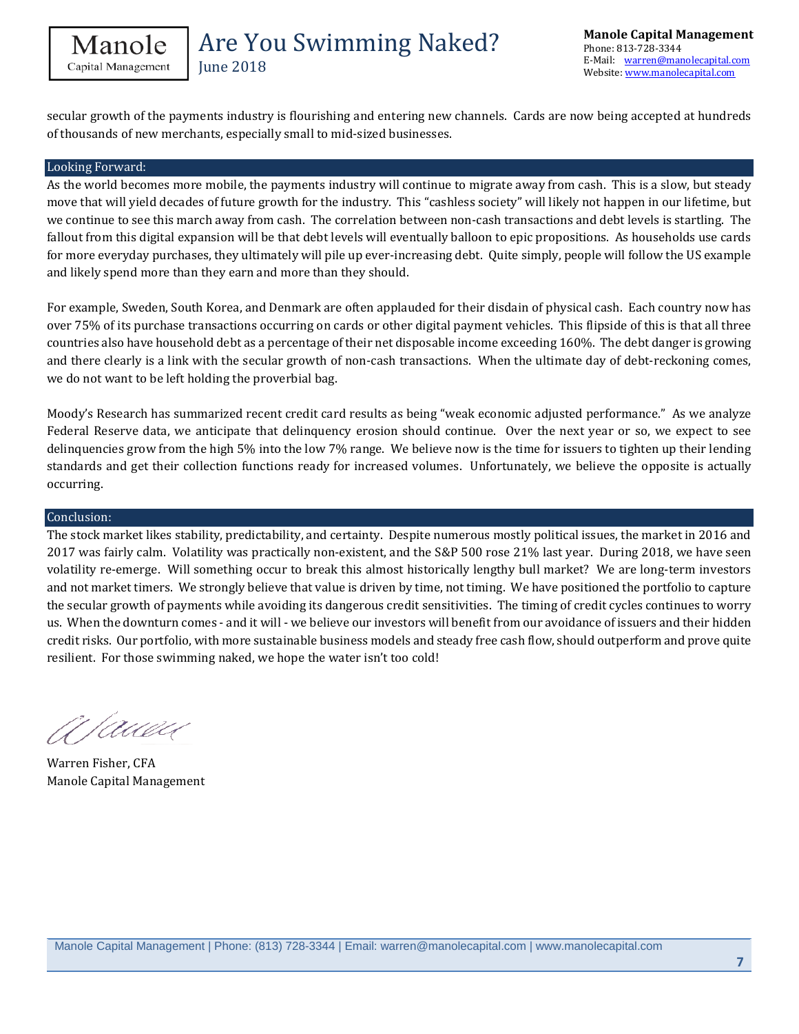secular growth of the payments industry is flourishing and entering new channels. Cards are now being accepted at hundreds of thousands of new merchants, especially small to mid-sized businesses.

## Looking Forward:

As the world becomes more mobile, the payments industry will continue to migrate away from cash. This is a slow, but steady move that will yield decades of future growth for the industry. This "cashless society" will likely not happen in our lifetime, but we continue to see this march away from cash. The correlation between non-cash transactions and debt levels is startling. The fallout from this digital expansion will be that debt levels will eventually balloon to epic propositions. As households use cards for more everyday purchases, they ultimately will pile up ever-increasing debt. Quite simply, people will follow the US example and likely spend more than they earn and more than they should.

For example, Sweden, South Korea, and Denmark are often applauded for their disdain of physical cash. Each country now has over 75% of its purchase transactions occurring on cards or other digital payment vehicles. This flipside of this is that all three countries also have household debt as a percentage of their net disposable income exceeding 160%. The debt danger is growing and there clearly is a link with the secular growth of non-cash transactions. When the ultimate day of debt-reckoning comes, we do not want to be left holding the proverbial bag.

Moody's Research has summarized recent credit card results as being "weak economic adjusted performance." As we analyze Federal Reserve data, we anticipate that delinquency erosion should continue. Over the next year or so, we expect to see delinquencies grow from the high 5% into the low 7% range. We believe now is the time for issuers to tighten up their lending standards and get their collection functions ready for increased volumes. Unfortunately, we believe the opposite is actually occurring.

## Conclusion:

The stock market likes stability, predictability, and certainty. Despite numerous mostly political issues, the market in 2016 and 2017 was fairly calm. Volatility was practically non-existent, and the S&P 500 rose 21% last year. During 2018, we have seen volatility re-emerge. Will something occur to break this almost historically lengthy bull market? We are long-term investors and not market timers. We strongly believe that value is driven by time, not timing. We have positioned the portfolio to capture the secular growth of payments while avoiding its dangerous credit sensitivities. The timing of credit cycles continues to worry us. When the downturn comes - and it will - we believe our investors will benefit from our avoidance of issuers and their hidden credit risks. Our portfolio, with more sustainable business models and steady free cash flow, should outperform and prove quite resilient. For those swimming naked, we hope the water isn't too cold!

Warren Fisher, CFA
Manole Capital Management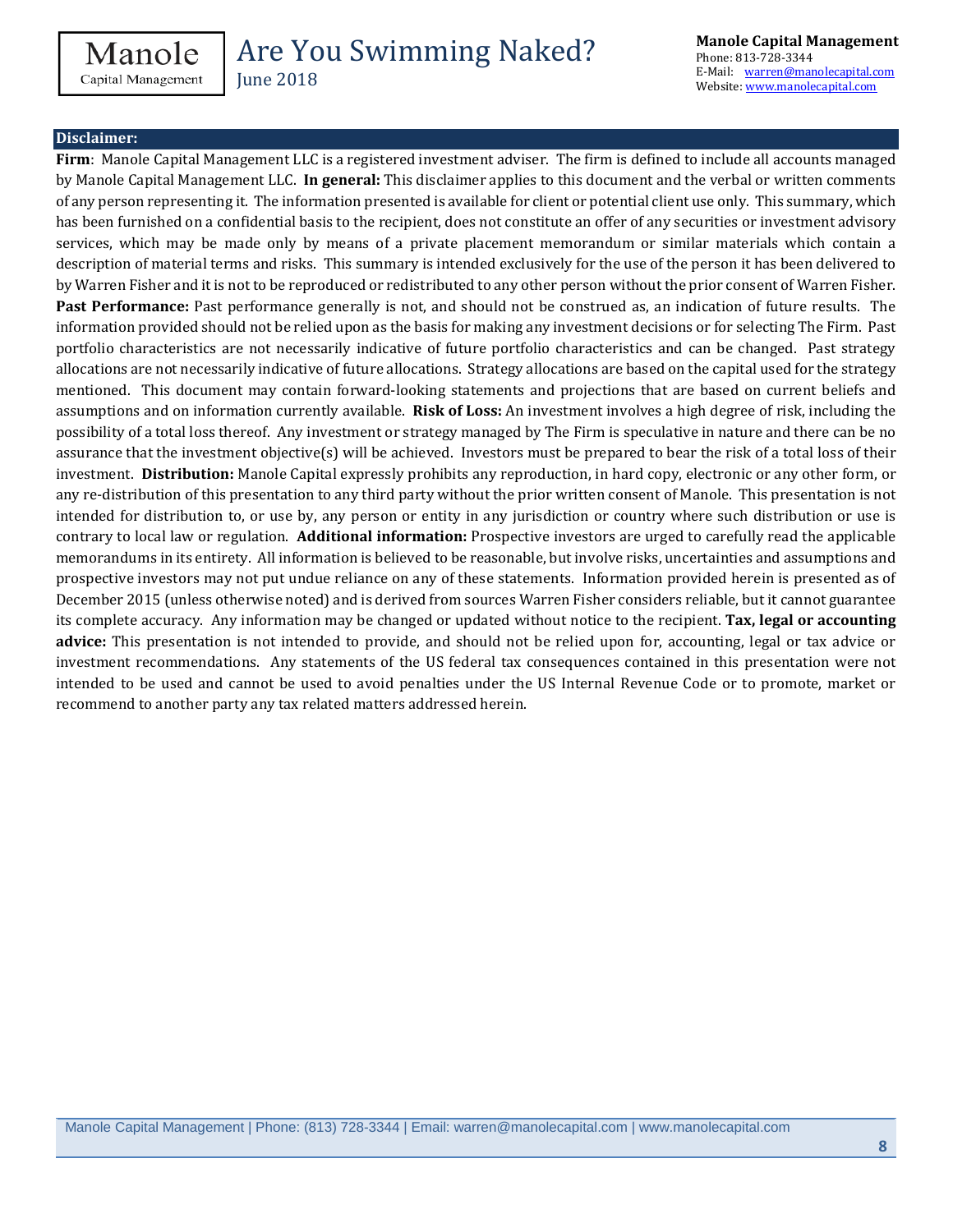## Disclaimer:

**Firm**: Manole Capital Management LLC is a registered investment adviser. The firm is defined to include all accounts managed by Manole Capital Management LLC. **In general:** This disclaimer applies to this document and the verbal or written comments of any person representing it. The information presented is available for client or potential client use only. This summary, which has been furnished on a confidential basis to the recipient, does not constitute an offer of any securities or investment advisory services, which may be made only by means of a private placement memorandum or similar materials which contain a description of material terms and risks. This summary is intended exclusively for the use of the person it has been delivered to by Warren Fisher and it is not to be reproduced or redistributed to any other person without the prior consent of Warren Fisher. **Past Performance:** Past performance generally is not, and should not be construed as, an indication of future results. The information provided should not be relied upon as the basis for making any investment decisions or for selecting The Firm. Past portfolio characteristics are not necessarily indicative of future portfolio characteristics and can be changed. Past strategy allocations are not necessarily indicative of future allocations. Strategy allocations are based on the capital used for the strategy mentioned. This document may contain forward-looking statements and projections that are based on current beliefs and assumptions and on information currently available. **Risk of Loss:** An investment involves a high degree of risk, including the possibility of a total loss thereof. Any investment or strategy managed by The Firm is speculative in nature and there can be no assurance that the investment objective(s) will be achieved. Investors must be prepared to bear the risk of a total loss of their investment. **Distribution:** Manole Capital expressly prohibits any reproduction, in hard copy, electronic or any other form, or any re-distribution of this presentation to any third party without the prior written consent of Manole. This presentation is not intended for distribution to, or use by, any person or entity in any jurisdiction or country where such distribution or use is contrary to local law or regulation. **Additional information:** Prospective investors are urged to carefully read the applicable memorandums in its entirety. All information is believed to be reasonable, but involve risks, uncertainties and assumptions and prospective investors may not put undue reliance on any of these statements. Information provided herein is presented as of December 2015 (unless otherwise noted) and is derived from sources Warren Fisher considers reliable, but it cannot guarantee its complete accuracy. Any information may be changed or updated without notice to the recipient. **Tax, legal or accounting advice:** This presentation is not intended to provide, and should not be relied upon for, accounting, legal or tax advice or investment recommendations. Any statements of the US federal tax consequences contained in this presentation were not intended to be used and cannot be used to avoid penalties under the US Internal Revenue Code or to promote, market or recommend to another party any tax related matters addressed herein.